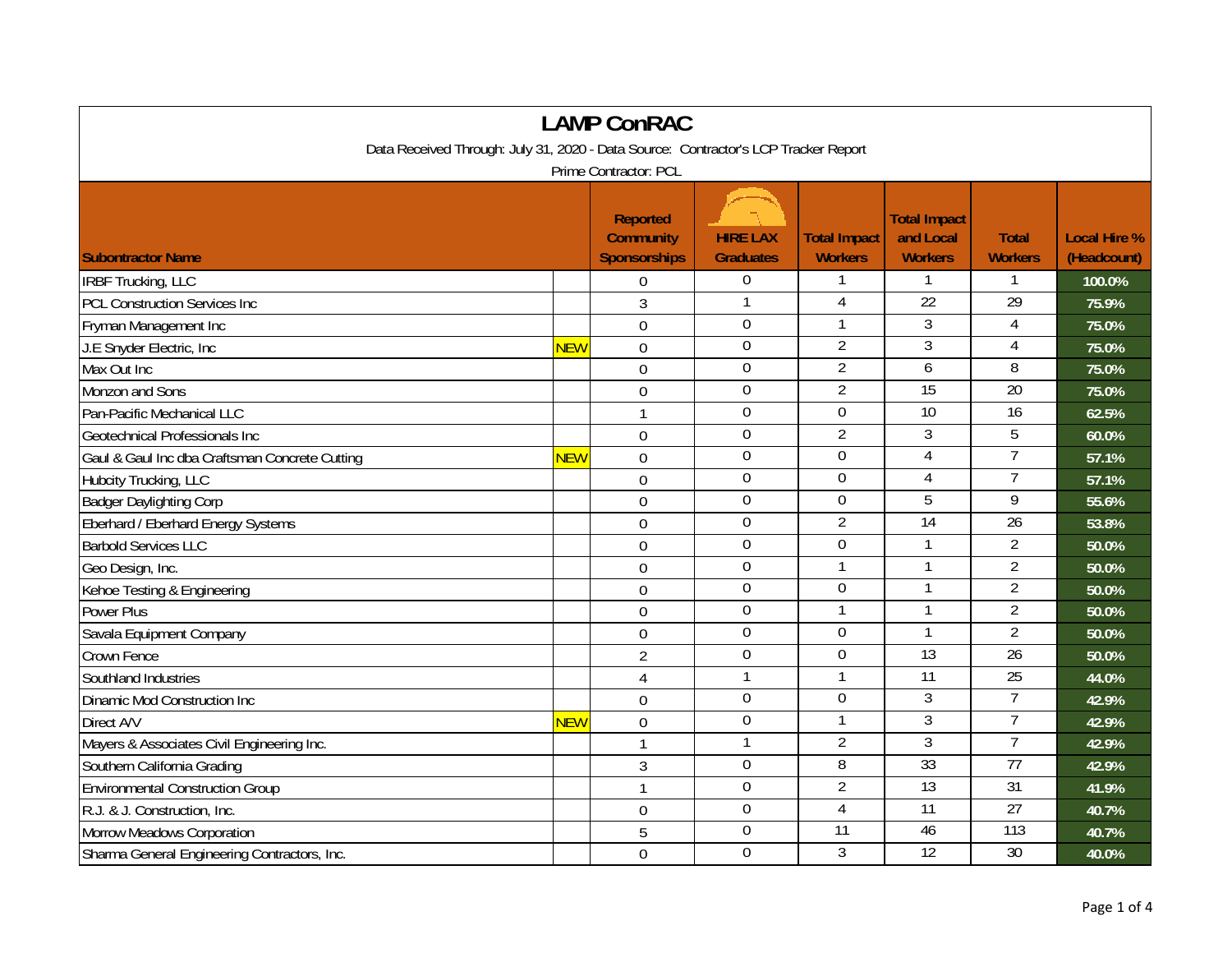# LAMP ConRAC

Data Received Through: July 31, 2020 - Data Source: Contractor's LCP Tracker Report

Prime Contractor: PCL

| Subontractor Name | | Reported Community Sponsorships | HIRE LAX Graduates | Total Impact Workers | Total Impact and Local Workers | Total Workers | Local Hire % (Headcount) |
|---|---|---|---|---|---|---|---|
| IRBF Trucking, LLC | | 0 | 0 | 1 | 1 | 1 | 100.0% |
| PCL Construction Services Inc | | 3 | 1 | 4 | 22 | 29 | 75.9% |
| Fryman Management Inc | | 0 | 0 | 1 | 3 | 4 | 75.0% |
| J.E Snyder Electric, Inc | NEW | 0 | 0 | 2 | 3 | 4 | 75.0% |
| Max Out Inc | | 0 | 0 | 2 | 6 | 8 | 75.0% |
| Monzon and Sons | | 0 | 0 | 2 | 15 | 20 | 75.0% |
| Pan-Pacific Mechanical LLC | | 1 | 0 | 0 | 10 | 16 | 62.5% |
| Geotechnical Professionals Inc | | 0 | 0 | 2 | 3 | 5 | 60.0% |
| Gaul & Gaul Inc dba Craftsman Concrete Cutting | NEW | 0 | 0 | 0 | 4 | 7 | 57.1% |
| Hubcity Trucking, LLC | | 0 | 0 | 0 | 4 | 7 | 57.1% |
| Badger Daylighting Corp | | 0 | 0 | 0 | 5 | 9 | 55.6% |
| Eberhard / Eberhard Energy Systems | | 0 | 0 | 2 | 14 | 26 | 53.8% |
| Barbold Services LLC | | 0 | 0 | 0 | 1 | 2 | 50.0% |
| Geo Design, Inc. | | 0 | 0 | 1 | 1 | 2 | 50.0% |
| Kehoe Testing & Engineering | | 0 | 0 | 0 | 1 | 2 | 50.0% |
| Power Plus | | 0 | 0 | 1 | 1 | 2 | 50.0% |
| Savala Equipment Company | | 0 | 0 | 0 | 1 | 2 | 50.0% |
| Crown Fence | | 2 | 0 | 0 | 13 | 26 | 50.0% |
| Southland Industries | | 4 | 1 | 1 | 11 | 25 | 44.0% |
| Dinamic Mod Construction Inc | | 0 | 0 | 0 | 3 | 7 | 42.9% |
| Direct A/V | NEW | 0 | 0 | 1 | 3 | 7 | 42.9% |
| Mayers & Associates Civil Engineering Inc. | | 1 | 1 | 2 | 3 | 7 | 42.9% |
| Southern California Grading | | 3 | 0 | 8 | 33 | 77 | 42.9% |
| Environmental Construction Group | | 1 | 0 | 2 | 13 | 31 | 41.9% |
| R.J. & J. Construction, Inc. | | 0 | 0 | 4 | 11 | 27 | 40.7% |
| Morrow Meadows Corporation | | 5 | 0 | 11 | 46 | 113 | 40.7% |
| Sharma General Engineering Contractors, Inc. | | 0 | 0 | 3 | 12 | 30 | 40.0% |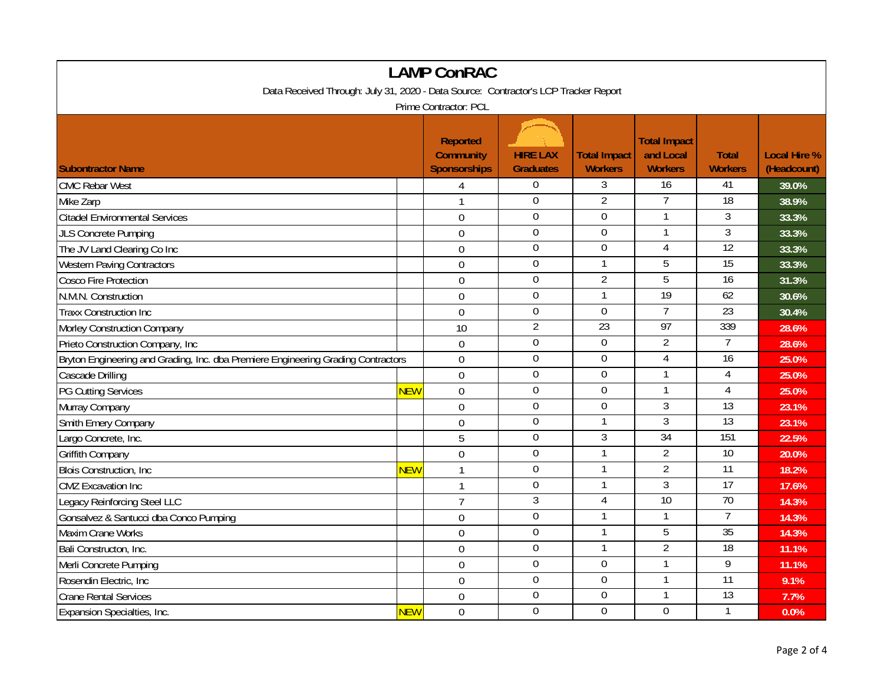# LAMP ConRAC

Data Received Through: July 31, 2020 - Data Source: Contractor's LCP Tracker Report

Prime Contractor: PCL

| Subcontractor Name | | Reported Community Sponsorships | HIRE LAX Graduates | Total Impact Workers | Total Impact and Local Workers | Total Workers | Local Hire % (Headcount) |
|---|---|---|---|---|---|---|---|
| CMC Rebar West | | 4 | 0 | 3 | 16 | 41 | 39.0% |
| Mike Zarp | | 1 | 0 | 2 | 7 | 18 | 38.9% |
| Citadel Environmental Services | | 0 | 0 | 0 | 1 | 3 | 33.3% |
| JLS Concrete Pumping | | 0 | 0 | 0 | 1 | 3 | 33.3% |
| The JV Land Clearing Co Inc | | 0 | 0 | 0 | 4 | 12 | 33.3% |
| Western Paving Contractors | | 0 | 0 | 1 | 5 | 15 | 33.3% |
| Cosco Fire Protection | | 0 | 0 | 2 | 5 | 16 | 31.3% |
| N.M.N. Construction | | 0 | 0 | 1 | 19 | 62 | 30.6% |
| Traxx Construction Inc | | 0 | 0 | 0 | 7 | 23 | 30.4% |
| Morley Construction Company | | 10 | 2 | 23 | 97 | 339 | 28.6% |
| Prieto Construction Company, Inc | | 0 | 0 | 0 | 2 | 7 | 28.6% |
| Bryton Engineering and Grading, Inc. dba Premiere Engineering Grading Contractors | | 0 | 0 | 0 | 4 | 16 | 25.0% |
| Cascade Drilling | | 0 | 0 | 0 | 1 | 4 | 25.0% |
| PG Cutting Services | NEW | 0 | 0 | 0 | 1 | 4 | 25.0% |
| Murray Company | | 0 | 0 | 0 | 3 | 13 | 23.1% |
| Smith Emery Company | | 0 | 0 | 1 | 3 | 13 | 23.1% |
| Largo Concrete, Inc. | | 5 | 0 | 3 | 34 | 151 | 22.5% |
| Griffith Company | | 0 | 0 | 1 | 2 | 10 | 20.0% |
| Blois Construction, Inc | NEW | 1 | 0 | 1 | 2 | 11 | 18.2% |
| CMZ Excavation Inc | | 1 | 0 | 1 | 3 | 17 | 17.6% |
| Legacy Reinforcing Steel LLC | | 7 | 3 | 4 | 10 | 70 | 14.3% |
| Gonsalvez & Santucci dba Conco Pumping | | 0 | 0 | 1 | 1 | 7 | 14.3% |
| Maxim Crane Works | | 0 | 0 | 1 | 5 | 35 | 14.3% |
| Bali Constructon, Inc. | | 0 | 0 | 1 | 2 | 18 | 11.1% |
| Merli Concrete Pumping | | 0 | 0 | 0 | 1 | 9 | 11.1% |
| Rosendin Electric, Inc | | 0 | 0 | 0 | 1 | 11 | 9.1% |
| Crane Rental Services | | 0 | 0 | 0 | 1 | 13 | 7.7% |
| Expansion Specialties, Inc. | NEW | 0 | 0 | 0 | 0 | 1 | 0.0% |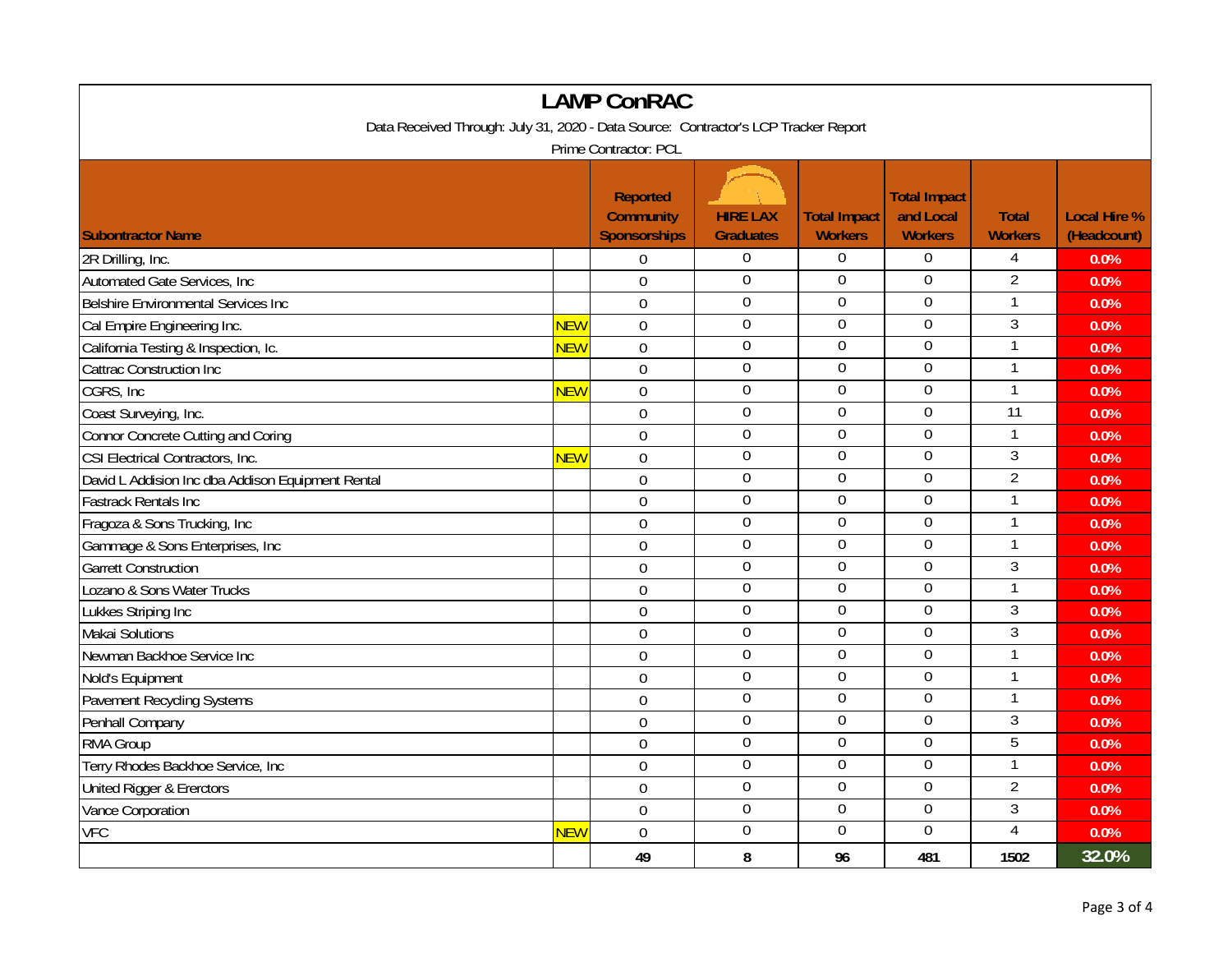# LAMP ConRAC

Data Received Through: July 31, 2020 - Data Source: Contractor's LCP Tracker Report

Prime Contractor: PCL

| Subontractor Name | | Reported Community Sponsorships | HIRE LAX Graduates | Total Impact Workers | Total Impact and Local Workers | Total Workers | Local Hire % (Headcount) |
|---|---|---|---|---|---|---|---|
| 2R Drilling, Inc. | | 0 | 0 | 0 | 0 | 4 | 0.0% |
| Automated Gate Services, Inc | | 0 | 0 | 0 | 0 | 2 | 0.0% |
| Belshire Environmental Services Inc | | 0 | 0 | 0 | 0 | 1 | 0.0% |
| Cal Empire Engineering Inc. | NEW | 0 | 0 | 0 | 0 | 3 | 0.0% |
| California Testing & Inspection, Ic. | NEW | 0 | 0 | 0 | 0 | 1 | 0.0% |
| Cattrac Construction Inc | | 0 | 0 | 0 | 0 | 1 | 0.0% |
| CGRS, Inc | NEW | 0 | 0 | 0 | 0 | 1 | 0.0% |
| Coast Surveying, Inc. | | 0 | 0 | 0 | 0 | 11 | 0.0% |
| Connor Concrete Cutting and Coring | | 0 | 0 | 0 | 0 | 1 | 0.0% |
| CSI Electrical Contractors, Inc. | NEW | 0 | 0 | 0 | 0 | 3 | 0.0% |
| David L Addision Inc dba Addison Equipment Rental | | 0 | 0 | 0 | 0 | 2 | 0.0% |
| Fastrack Rentals Inc | | 0 | 0 | 0 | 0 | 1 | 0.0% |
| Fragoza & Sons Trucking, Inc | | 0 | 0 | 0 | 0 | 1 | 0.0% |
| Gammage & Sons Enterprises, Inc | | 0 | 0 | 0 | 0 | 1 | 0.0% |
| Garrett Construction | | 0 | 0 | 0 | 0 | 3 | 0.0% |
| Lozano & Sons Water Trucks | | 0 | 0 | 0 | 0 | 1 | 0.0% |
| Lukkes Striping Inc | | 0 | 0 | 0 | 0 | 3 | 0.0% |
| Makai Solutions | | 0 | 0 | 0 | 0 | 3 | 0.0% |
| Newman Backhoe Service Inc | | 0 | 0 | 0 | 0 | 1 | 0.0% |
| Nold's Equipment | | 0 | 0 | 0 | 0 | 1 | 0.0% |
| Pavement Recycling Systems | | 0 | 0 | 0 | 0 | 1 | 0.0% |
| Penhall Company | | 0 | 0 | 0 | 0 | 3 | 0.0% |
| RMA Group | | 0 | 0 | 0 | 0 | 5 | 0.0% |
| Terry Rhodes Backhoe Service, Inc | | 0 | 0 | 0 | 0 | 1 | 0.0% |
| United Rigger & Ererctors | | 0 | 0 | 0 | 0 | 2 | 0.0% |
| Vance Corporation | | 0 | 0 | 0 | 0 | 3 | 0.0% |
| VFC | NEW | 0 | 0 | 0 | 0 | 4 | 0.0% |
| | | 49 | 8 | 96 | 481 | 1502 | 32.0% |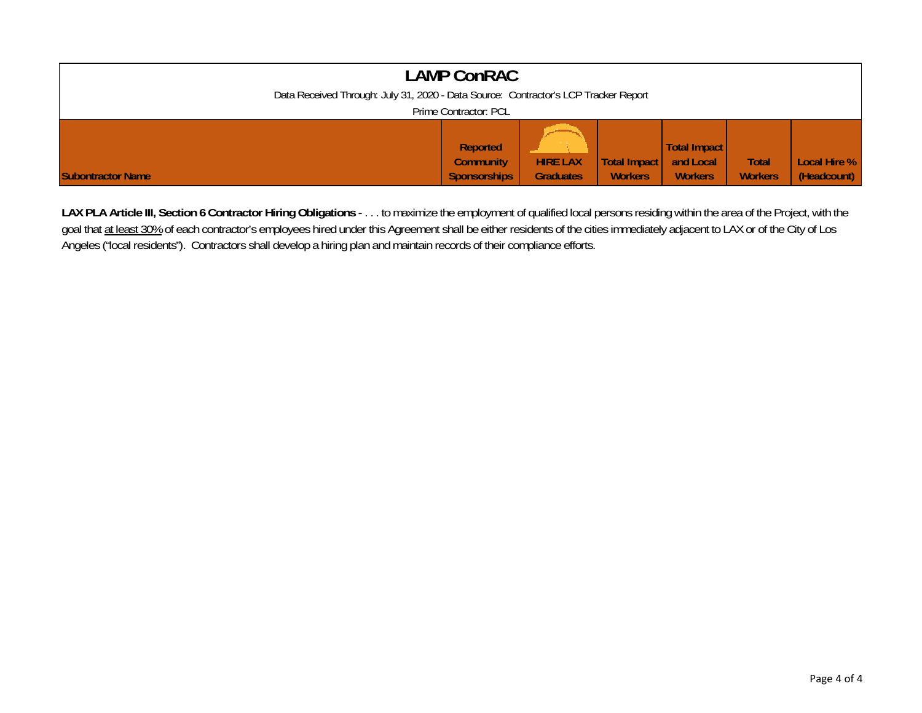| LAMP ConRAC | | | | | | |
|---|---|---|---|---|---|---|
| Data Received Through: July 31, 2020 - Data Source: Contractor's LCP Tracker Report | | | | | | |
| Prime Contractor: PCL | | | | | | |
| **Subontractor Name** | **Reported Community Sponsorships** | **HIRE LAX Graduates** | **Total Impact Workers** | **Total Impact and Local Workers** | **Total Workers** | **Local Hire % (Headcount)** |

**LAX PLA Article III, Section 6 Contractor Hiring Obligations** - . . . to maximize the employment of qualified local persons residing within the area of the Project, with the goal that <u>at least 30%</u> of each contractor's employees hired under this Agreement shall be either residents of the cities immediately adjacent to LAX or of the City of Los Angeles ("local residents"). Contractors shall develop a hiring plan and maintain records of their compliance efforts.